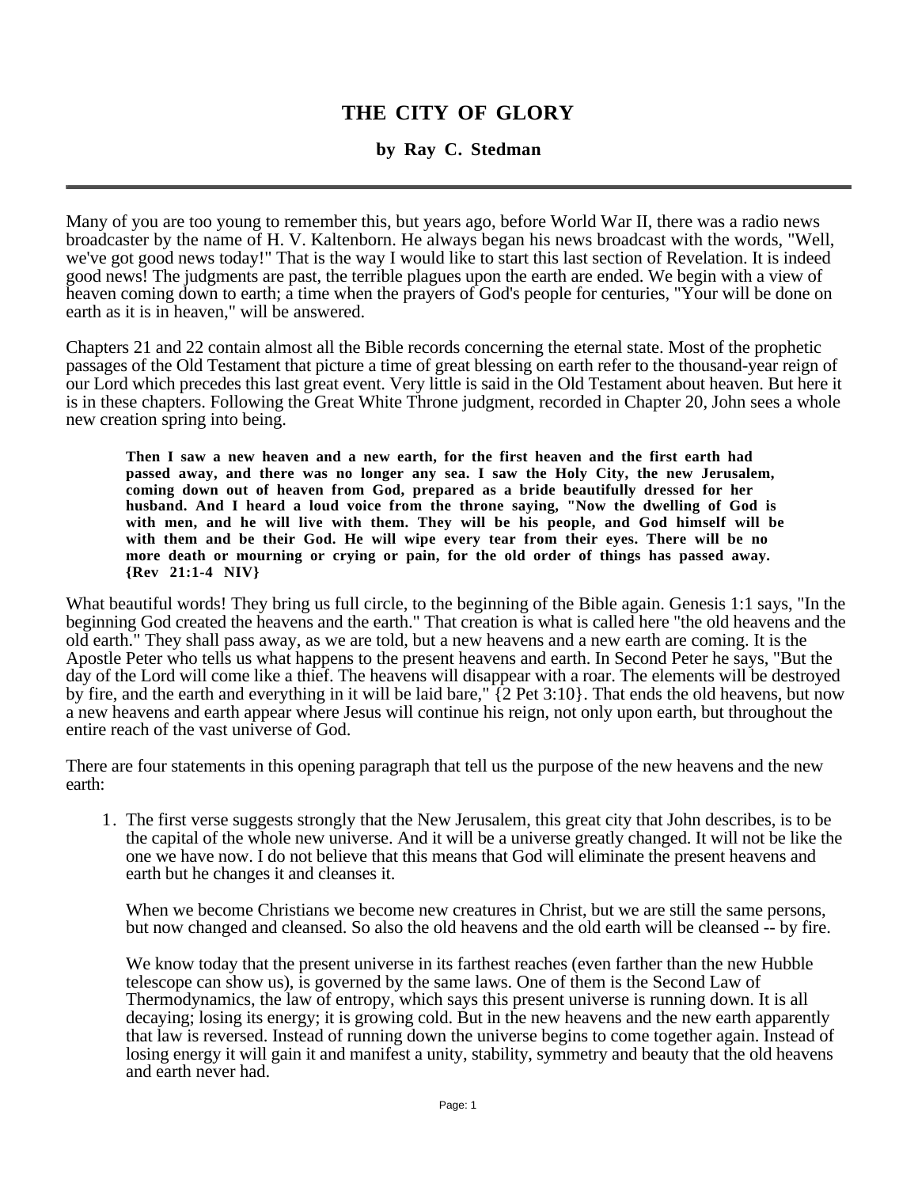# THE CITY OF GLORY

**by Ray C. Stedman**

---

Many of you are too young to remember this, but years ago, before World War II, there was a radio news broadcaster by the name of H. V. Kaltenborn. He always began his news broadcast with the words, "Well, we've got good news today!" That is the way I would like to start this last section of Revelation. It is indeed good news! The judgments are past, the terrible plagues upon the earth are ended. We begin with a view of heaven coming down to earth; a time when the prayers of God's people for centuries, "Your will be done on earth as it is in heaven," will be answered.

Chapters 21 and 22 contain almost all the Bible records concerning the eternal state. Most of the prophetic passages of the Old Testament that picture a time of great blessing on earth refer to the thousand-year reign of our Lord which precedes this last great event. Very little is said in the Old Testament about heaven. But here it is in these chapters. Following the Great White Throne judgment, recorded in Chapter 20, John sees a whole new creation spring into being.

> **Then I saw a new heaven and a new earth, for the first heaven and the first earth had passed away, and there was no longer any sea. I saw the Holy City, the new Jerusalem, coming down out of heaven from God, prepared as a bride beautifully dressed for her husband. And I heard a loud voice from the throne saying, "Now the dwelling of God is with men, and he will live with them. They will be his people, and God himself will be with them and be their God. He will wipe every tear from their eyes. There will be no more death or mourning or crying or pain, for the old order of things has passed away. {Rev 21:1-4 NIV}**

What beautiful words! They bring us full circle, to the beginning of the Bible again. Genesis 1:1 says, "In the beginning God created the heavens and the earth." That creation is what is called here "the old heavens and the old earth." They shall pass away, as we are told, but a new heavens and a new earth are coming. It is the Apostle Peter who tells us what happens to the present heavens and earth. In Second Peter he says, "But the day of the Lord will come like a thief. The heavens will disappear with a roar. The elements will be destroyed by fire, and the earth and everything in it will be laid bare," {2 Pet 3:10}. That ends the old heavens, but now a new heavens and earth appear where Jesus will continue his reign, not only upon earth, but throughout the entire reach of the vast universe of God.

There are four statements in this opening paragraph that tell us the purpose of the new heavens and the new earth:

1. The first verse suggests strongly that the New Jerusalem, this great city that John describes, is to be the capital of the whole new universe. And it will be a universe greatly changed. It will not be like the one we have now. I do not believe that this means that God will eliminate the present heavens and earth but he changes it and cleanses it.

   When we become Christians we become new creatures in Christ, but we are still the same persons, but now changed and cleansed. So also the old heavens and the old earth will be cleansed -- by fire.

   We know today that the present universe in its farthest reaches (even farther than the new Hubble telescope can show us), is governed by the same laws. One of them is the Second Law of Thermodynamics, the law of entropy, which says this present universe is running down. It is all decaying; losing its energy; it is growing cold. But in the new heavens and the new earth apparently that law is reversed. Instead of running down the universe begins to come together again. Instead of losing energy it will gain it and manifest a unity, stability, symmetry and beauty that the old heavens and earth never had.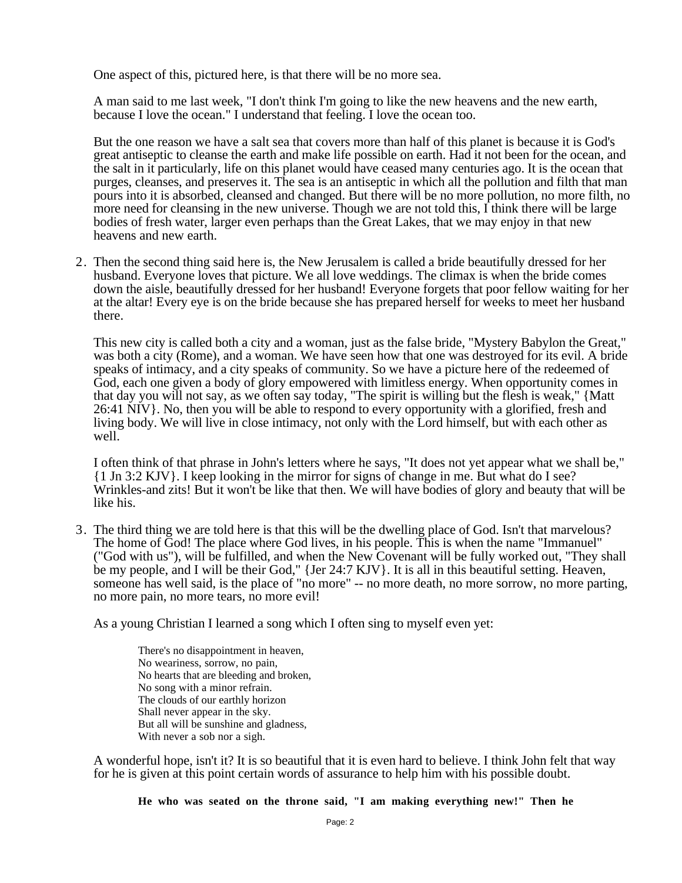One aspect of this, pictured here, is that there will be no more sea.

A man said to me last week, "I don't think I'm going to like the new heavens and the new earth, because I love the ocean." I understand that feeling. I love the ocean too.

But the one reason we have a salt sea that covers more than half of this planet is because it is God's great antiseptic to cleanse the earth and make life possible on earth. Had it not been for the ocean, and the salt in it particularly, life on this planet would have ceased many centuries ago. It is the ocean that purges, cleanses, and preserves it. The sea is an antiseptic in which all the pollution and filth that man pours into it is absorbed, cleansed and changed. But there will be no more pollution, no more filth, no more need for cleansing in the new universe. Though we are not told this, I think there will be large bodies of fresh water, larger even perhaps than the Great Lakes, that we may enjoy in that new heavens and new earth.

2. Then the second thing said here is, the New Jerusalem is called a bride beautifully dressed for her husband. Everyone loves that picture. We all love weddings. The climax is when the bride comes down the aisle, beautifully dressed for her husband! Everyone forgets that poor fellow waiting for her at the altar! Every eye is on the bride because she has prepared herself for weeks to meet her husband there.

   This new city is called both a city and a woman, just as the false bride, "Mystery Babylon the Great," was both a city (Rome), and a woman. We have seen how that one was destroyed for its evil. A bride speaks of intimacy, and a city speaks of community. So we have a picture here of the redeemed of God, each one given a body of glory empowered with limitless energy. When opportunity comes in that day you will not say, as we often say today, "The spirit is willing but the flesh is weak," {Matt 26:41 NIV}. No, then you will be able to respond to every opportunity with a glorified, fresh and living body. We will live in close intimacy, not only with the Lord himself, but with each other as well.

   I often think of that phrase in John's letters where he says, "It does not yet appear what we shall be," {1 Jn 3:2 KJV}. I keep looking in the mirror for signs of change in me. But what do I see? Wrinkles-and zits! But it won't be like that then. We will have bodies of glory and beauty that will be like his.

3. The third thing we are told here is that this will be the dwelling place of God. Isn't that marvelous? The home of God! The place where God lives, in his people. This is when the name "Immanuel" ("God with us"), will be fulfilled, and when the New Covenant will be fully worked out, "They shall be my people, and I will be their God," {Jer 24:7 KJV}. It is all in this beautiful setting. Heaven, someone has well said, is the place of "no more" -- no more death, no more sorrow, no more parting, no more pain, no more tears, no more evil!

   As a young Christian I learned a song which I often sing to myself even yet:

   > There's no disappointment in heaven,
   > No weariness, sorrow, no pain,
   > No hearts that are bleeding and broken,
   > No song with a minor refrain.
   > The clouds of our earthly horizon
   > Shall never appear in the sky.
   > But all will be sunshine and gladness,
   > With never a sob nor a sigh.

   A wonderful hope, isn't it? It is so beautiful that it is even hard to believe. I think John felt that way for he is given at this point certain words of assurance to help him with his possible doubt.

   > **He who was seated on the throne said, "I am making everything new!" Then he**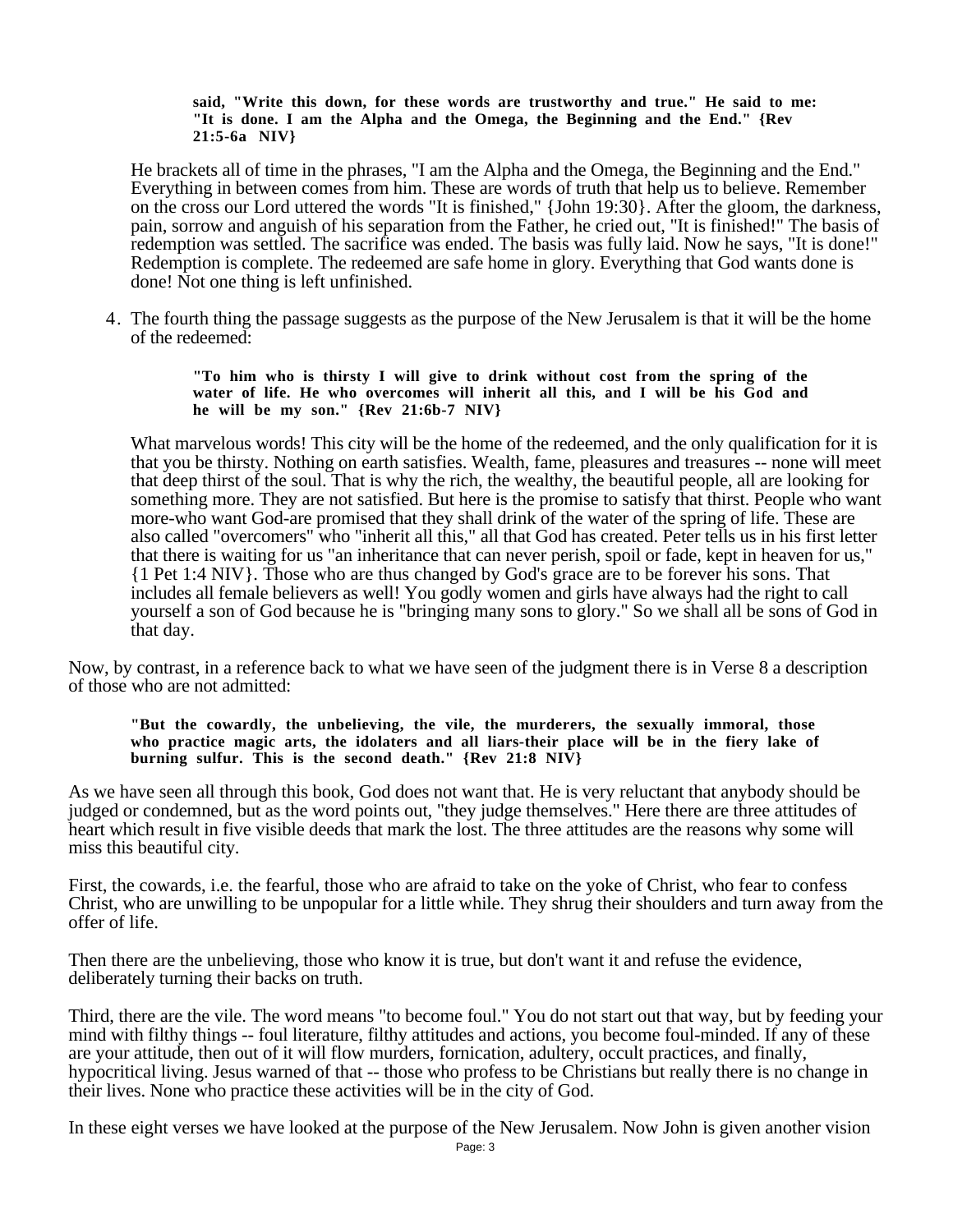> **said, "Write this down, for these words are trustworthy and true." He said to me: "It is done. I am the Alpha and the Omega, the Beginning and the End." {Rev 21:5-6a NIV}**

He brackets all of time in the phrases, "I am the Alpha and the Omega, the Beginning and the End." Everything in between comes from him. These are words of truth that help us to believe. Remember on the cross our Lord uttered the words "It is finished," {John 19:30}. After the gloom, the darkness, pain, sorrow and anguish of his separation from the Father, he cried out, "It is finished!" The basis of redemption was settled. The sacrifice was ended. The basis was fully laid. Now he says, "It is done!" Redemption is complete. The redeemed are safe home in glory. Everything that God wants done is done! Not one thing is left unfinished.

4. The fourth thing the passage suggests as the purpose of the New Jerusalem is that it will be the home of the redeemed:

> **"To him who is thirsty I will give to drink without cost from the spring of the water of life. He who overcomes will inherit all this, and I will be his God and he will be my son." {Rev 21:6b-7 NIV}**

What marvelous words! This city will be the home of the redeemed, and the only qualification for it is that you be thirsty. Nothing on earth satisfies. Wealth, fame, pleasures and treasures -- none will meet that deep thirst of the soul. That is why the rich, the wealthy, the beautiful people, all are looking for something more. They are not satisfied. But here is the promise to satisfy that thirst. People who want more-who want God-are promised that they shall drink of the water of the spring of life. These are also called "overcomers" who "inherit all this," all that God has created. Peter tells us in his first letter that there is waiting for us "an inheritance that can never perish, spoil or fade, kept in heaven for us," {1 Pet 1:4 NIV}. Those who are thus changed by God's grace are to be forever his sons. That includes all female believers as well! You godly women and girls have always had the right to call yourself a son of God because he is "bringing many sons to glory." So we shall all be sons of God in that day.

Now, by contrast, in a reference back to what we have seen of the judgment there is in Verse 8 a description of those who are not admitted:

> **"But the cowardly, the unbelieving, the vile, the murderers, the sexually immoral, those who practice magic arts, the idolaters and all liars-their place will be in the fiery lake of burning sulfur. This is the second death." {Rev 21:8 NIV}**

As we have seen all through this book, God does not want that. He is very reluctant that anybody should be judged or condemned, but as the word points out, "they judge themselves." Here there are three attitudes of heart which result in five visible deeds that mark the lost. The three attitudes are the reasons why some will miss this beautiful city.

First, the cowards, i.e. the fearful, those who are afraid to take on the yoke of Christ, who fear to confess Christ, who are unwilling to be unpopular for a little while. They shrug their shoulders and turn away from the offer of life.

Then there are the unbelieving, those who know it is true, but don't want it and refuse the evidence, deliberately turning their backs on truth.

Third, there are the vile. The word means "to become foul." You do not start out that way, but by feeding your mind with filthy things -- foul literature, filthy attitudes and actions, you become foul-minded. If any of these are your attitude, then out of it will flow murders, fornication, adultery, occult practices, and finally, hypocritical living. Jesus warned of that -- those who profess to be Christians but really there is no change in their lives. None who practice these activities will be in the city of God.

In these eight verses we have looked at the purpose of the New Jerusalem. Now John is given another vision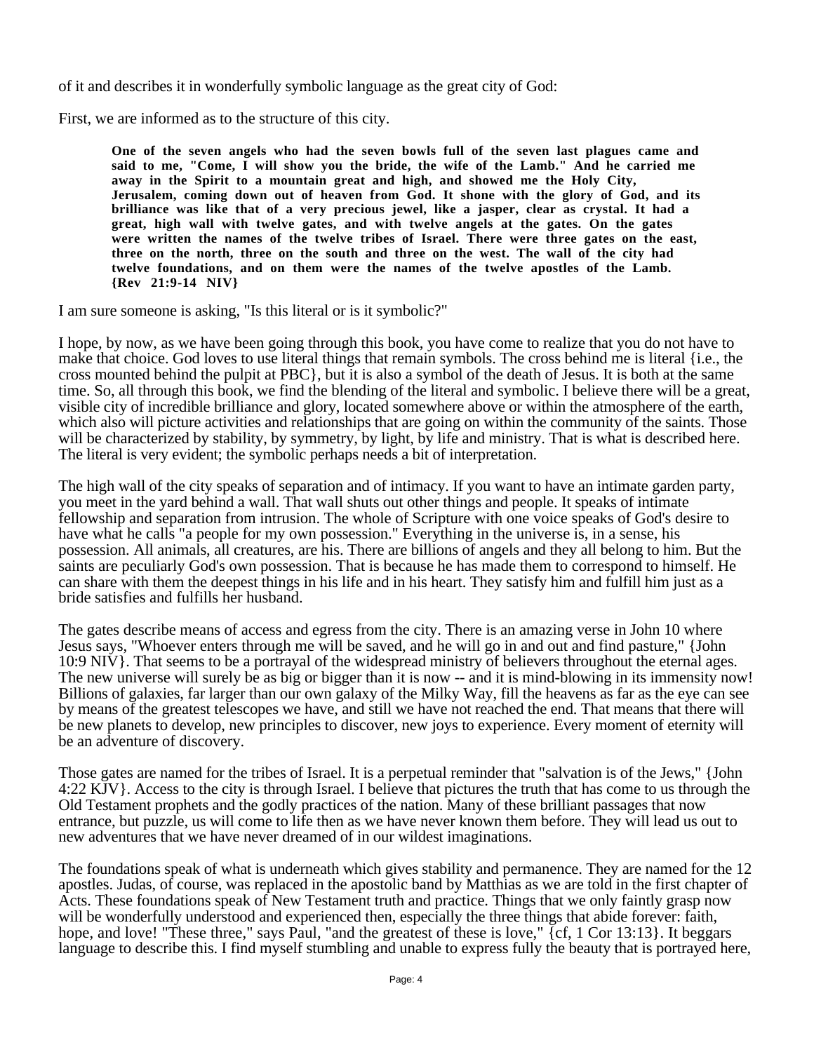of it and describes it in wonderfully symbolic language as the great city of God:

First, we are informed as to the structure of this city.

> **One of the seven angels who had the seven bowls full of the seven last plagues came and said to me, "Come, I will show you the bride, the wife of the Lamb." And he carried me away in the Spirit to a mountain great and high, and showed me the Holy City, Jerusalem, coming down out of heaven from God. It shone with the glory of God, and its brilliance was like that of a very precious jewel, like a jasper, clear as crystal. It had a great, high wall with twelve gates, and with twelve angels at the gates. On the gates were written the names of the twelve tribes of Israel. There were three gates on the east, three on the north, three on the south and three on the west. The wall of the city had twelve foundations, and on them were the names of the twelve apostles of the Lamb. {Rev 21:9-14 NIV}**

I am sure someone is asking, "Is this literal or is it symbolic?"

I hope, by now, as we have been going through this book, you have come to realize that you do not have to make that choice. God loves to use literal things that remain symbols. The cross behind me is literal {i.e., the cross mounted behind the pulpit at PBC}, but it is also a symbol of the death of Jesus. It is both at the same time. So, all through this book, we find the blending of the literal and symbolic. I believe there will be a great, visible city of incredible brilliance and glory, located somewhere above or within the atmosphere of the earth, which also will picture activities and relationships that are going on within the community of the saints. Those will be characterized by stability, by symmetry, by light, by life and ministry. That is what is described here. The literal is very evident; the symbolic perhaps needs a bit of interpretation.

The high wall of the city speaks of separation and of intimacy. If you want to have an intimate garden party, you meet in the yard behind a wall. That wall shuts out other things and people. It speaks of intimate fellowship and separation from intrusion. The whole of Scripture with one voice speaks of God's desire to have what he calls "a people for my own possession." Everything in the universe is, in a sense, his possession. All animals, all creatures, are his. There are billions of angels and they all belong to him. But the saints are peculiarly God's own possession. That is because he has made them to correspond to himself. He can share with them the deepest things in his life and in his heart. They satisfy him and fulfill him just as a bride satisfies and fulfills her husband.

The gates describe means of access and egress from the city. There is an amazing verse in John 10 where Jesus says, "Whoever enters through me will be saved, and he will go in and out and find pasture," {John 10:9 NIV}. That seems to be a portrayal of the widespread ministry of believers throughout the eternal ages. The new universe will surely be as big or bigger than it is now -- and it is mind-blowing in its immensity now! Billions of galaxies, far larger than our own galaxy of the Milky Way, fill the heavens as far as the eye can see by means of the greatest telescopes we have, and still we have not reached the end. That means that there will be new planets to develop, new principles to discover, new joys to experience. Every moment of eternity will be an adventure of discovery.

Those gates are named for the tribes of Israel. It is a perpetual reminder that "salvation is of the Jews," {John 4:22 KJV}. Access to the city is through Israel. I believe that pictures the truth that has come to us through the Old Testament prophets and the godly practices of the nation. Many of these brilliant passages that now entrance, but puzzle, us will come to life then as we have never known them before. They will lead us out to new adventures that we have never dreamed of in our wildest imaginations.

The foundations speak of what is underneath which gives stability and permanence. They are named for the 12 apostles. Judas, of course, was replaced in the apostolic band by Matthias as we are told in the first chapter of Acts. These foundations speak of New Testament truth and practice. Things that we only faintly grasp now will be wonderfully understood and experienced then, especially the three things that abide forever: faith, hope, and love! "These three," says Paul, "and the greatest of these is love," {cf, 1 Cor 13:13}. It beggars language to describe this. I find myself stumbling and unable to express fully the beauty that is portrayed here,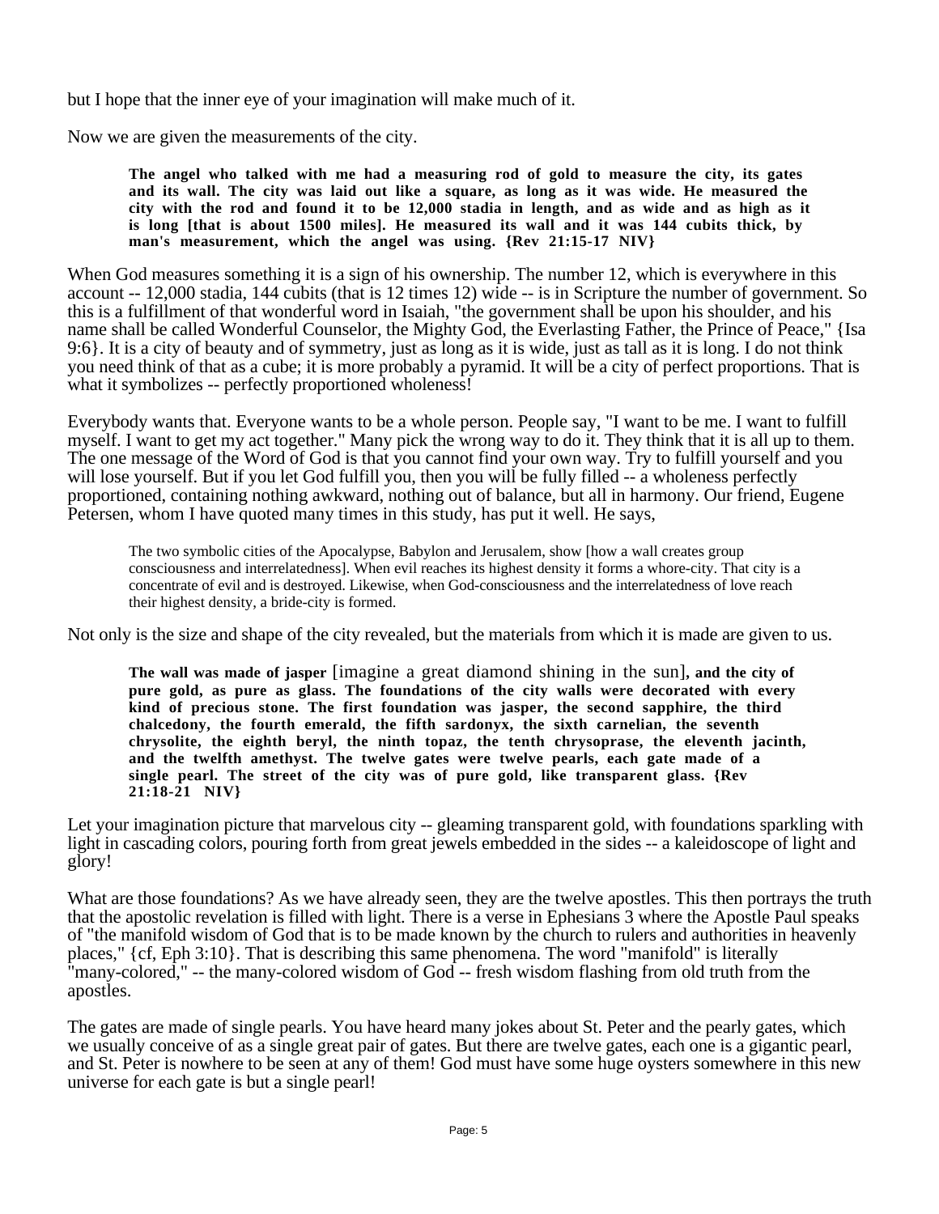but I hope that the inner eye of your imagination will make much of it.

Now we are given the measurements of the city.

> **The angel who talked with me had a measuring rod of gold to measure the city, its gates and its wall. The city was laid out like a square, as long as it was wide. He measured the city with the rod and found it to be 12,000 stadia in length, and as wide and as high as it is long [that is about 1500 miles]. He measured its wall and it was 144 cubits thick, by man's measurement, which the angel was using. {Rev 21:15-17 NIV}**

When God measures something it is a sign of his ownership. The number 12, which is everywhere in this account -- 12,000 stadia, 144 cubits (that is 12 times 12) wide -- is in Scripture the number of government. So this is a fulfillment of that wonderful word in Isaiah, "the government shall be upon his shoulder, and his name shall be called Wonderful Counselor, the Mighty God, the Everlasting Father, the Prince of Peace," {Isa 9:6}. It is a city of beauty and of symmetry, just as long as it is wide, just as tall as it is long. I do not think you need think of that as a cube; it is more probably a pyramid. It will be a city of perfect proportions. That is what it symbolizes -- perfectly proportioned wholeness!

Everybody wants that. Everyone wants to be a whole person. People say, "I want to be me. I want to fulfill myself. I want to get my act together." Many pick the wrong way to do it. They think that it is all up to them. The one message of the Word of God is that you cannot find your own way. Try to fulfill yourself and you will lose yourself. But if you let God fulfill you, then you will be fully filled -- a wholeness perfectly proportioned, containing nothing awkward, nothing out of balance, but all in harmony. Our friend, Eugene Petersen, whom I have quoted many times in this study, has put it well. He says,

> The two symbolic cities of the Apocalypse, Babylon and Jerusalem, show [how a wall creates group consciousness and interrelatedness]. When evil reaches its highest density it forms a whore-city. That city is a concentrate of evil and is destroyed. Likewise, when God-consciousness and the interrelatedness of love reach their highest density, a bride-city is formed.

Not only is the size and shape of the city revealed, but the materials from which it is made are given to us.

> **The wall was made of jasper** [imagine a great diamond shining in the sun], **and the city of pure gold, as pure as glass. The foundations of the city walls were decorated with every kind of precious stone. The first foundation was jasper, the second sapphire, the third chalcedony, the fourth emerald, the fifth sardonyx, the sixth carnelian, the seventh chrysolite, the eighth beryl, the ninth topaz, the tenth chrysoprase, the eleventh jacinth, and the twelfth amethyst. The twelve gates were twelve pearls, each gate made of a single pearl. The street of the city was of pure gold, like transparent glass. {Rev 21:18-21 NIV}**

Let your imagination picture that marvelous city -- gleaming transparent gold, with foundations sparkling with light in cascading colors, pouring forth from great jewels embedded in the sides -- a kaleidoscope of light and glory!

What are those foundations? As we have already seen, they are the twelve apostles. This then portrays the truth that the apostolic revelation is filled with light. There is a verse in Ephesians 3 where the Apostle Paul speaks of "the manifold wisdom of God that is to be made known by the church to rulers and authorities in heavenly places," {cf, Eph 3:10}. That is describing this same phenomena. The word "manifold" is literally "many-colored," -- the many-colored wisdom of God -- fresh wisdom flashing from old truth from the apostles.

The gates are made of single pearls. You have heard many jokes about St. Peter and the pearly gates, which we usually conceive of as a single great pair of gates. But there are twelve gates, each one is a gigantic pearl, and St. Peter is nowhere to be seen at any of them! God must have some huge oysters somewhere in this new universe for each gate is but a single pearl!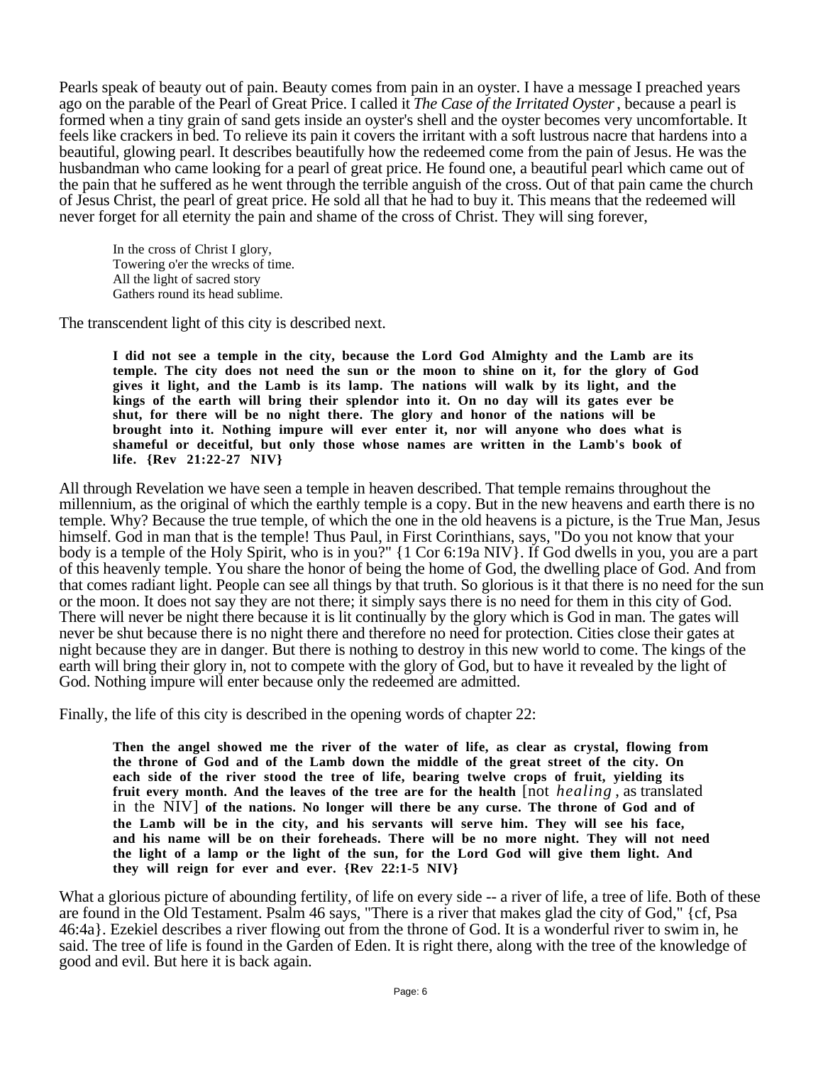Pearls speak of beauty out of pain. Beauty comes from pain in an oyster. I have a message I preached years ago on the parable of the Pearl of Great Price. I called it *The Case of the Irritated Oyster*, because a pearl is formed when a tiny grain of sand gets inside an oyster's shell and the oyster becomes very uncomfortable. It feels like crackers in bed. To relieve its pain it covers the irritant with a soft lustrous nacre that hardens into a beautiful, glowing pearl. It describes beautifully how the redeemed come from the pain of Jesus. He was the husbandman who came looking for a pearl of great price. He found one, a beautiful pearl which came out of the pain that he suffered as he went through the terrible anguish of the cross. Out of that pain came the church of Jesus Christ, the pearl of great price. He sold all that he had to buy it. This means that the redeemed will never forget for all eternity the pain and shame of the cross of Christ. They will sing forever,

> In the cross of Christ I glory,
> Towering o'er the wrecks of time.
> All the light of sacred story
> Gathers round its head sublime.

The transcendent light of this city is described next.

> **I did not see a temple in the city, because the Lord God Almighty and the Lamb are its temple. The city does not need the sun or the moon to shine on it, for the glory of God gives it light, and the Lamb is its lamp. The nations will walk by its light, and the kings of the earth will bring their splendor into it. On no day will its gates ever be shut, for there will be no night there. The glory and honor of the nations will be brought into it. Nothing impure will ever enter it, nor will anyone who does what is shameful or deceitful, but only those whose names are written in the Lamb's book of life. {Rev 21:22-27 NIV}**

All through Revelation we have seen a temple in heaven described. That temple remains throughout the millennium, as the original of which the earthly temple is a copy. But in the new heavens and earth there is no temple. Why? Because the true temple, of which the one in the old heavens is a picture, is the True Man, Jesus himself. God in man that is the temple! Thus Paul, in First Corinthians, says, "Do you not know that your body is a temple of the Holy Spirit, who is in you?" {1 Cor 6:19a NIV}. If God dwells in you, you are a part of this heavenly temple. You share the honor of being the home of God, the dwelling place of God. And from that comes radiant light. People can see all things by that truth. So glorious is it that there is no need for the sun or the moon. It does not say they are not there; it simply says there is no need for them in this city of God. There will never be night there because it is lit continually by the glory which is God in man. The gates will never be shut because there is no night there and therefore no need for protection. Cities close their gates at night because they are in danger. But there is nothing to destroy in this new world to come. The kings of the earth will bring their glory in, not to compete with the glory of God, but to have it revealed by the light of God. Nothing impure will enter because only the redeemed are admitted.

Finally, the life of this city is described in the opening words of chapter 22:

> **Then the angel showed me the river of the water of life, as clear as crystal, flowing from the throne of God and of the Lamb down the middle of the great street of the city. On each side of the river stood the tree of life, bearing twelve crops of fruit, yielding its fruit every month. And the leaves of the tree are for the health** [not *healing*, as translated in the NIV] **of the nations. No longer will there be any curse. The throne of God and of the Lamb will be in the city, and his servants will serve him. They will see his face, and his name will be on their foreheads. There will be no more night. They will not need the light of a lamp or the light of the sun, for the Lord God will give them light. And they will reign for ever and ever. {Rev 22:1-5 NIV}**

What a glorious picture of abounding fertility, of life on every side -- a river of life, a tree of life. Both of these are found in the Old Testament. Psalm 46 says, "There is a river that makes glad the city of God," {cf, Psa 46:4a}. Ezekiel describes a river flowing out from the throne of God. It is a wonderful river to swim in, he said. The tree of life is found in the Garden of Eden. It is right there, along with the tree of the knowledge of good and evil. But here it is back again.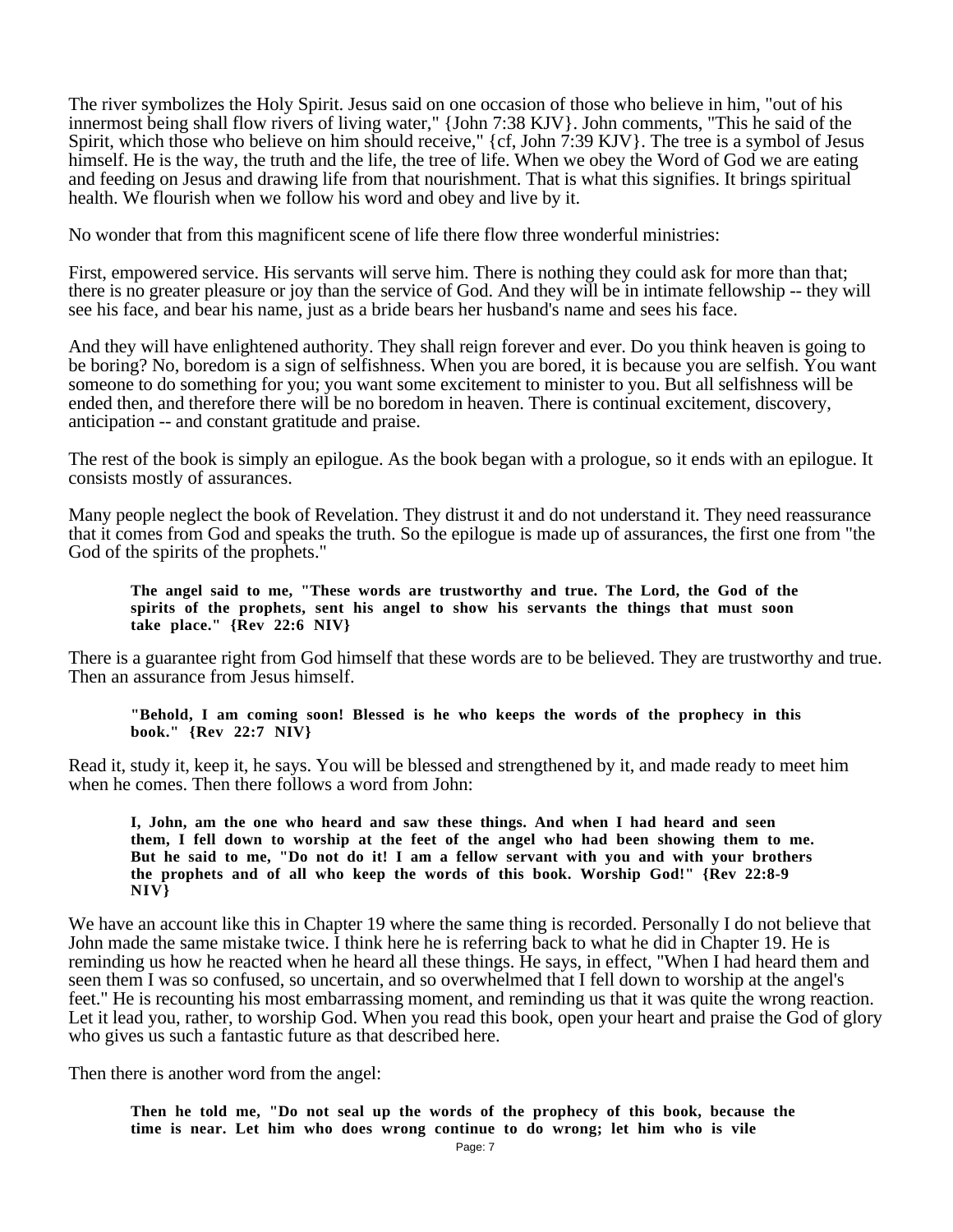The river symbolizes the Holy Spirit. Jesus said on one occasion of those who believe in him, "out of his innermost being shall flow rivers of living water," {John 7:38 KJV}. John comments, "This he said of the Spirit, which those who believe on him should receive," {cf, John 7:39 KJV}. The tree is a symbol of Jesus himself. He is the way, the truth and the life, the tree of life. When we obey the Word of God we are eating and feeding on Jesus and drawing life from that nourishment. That is what this signifies. It brings spiritual health. We flourish when we follow his word and obey and live by it.

No wonder that from this magnificent scene of life there flow three wonderful ministries:

First, empowered service. His servants will serve him. There is nothing they could ask for more than that; there is no greater pleasure or joy than the service of God. And they will be in intimate fellowship -- they will see his face, and bear his name, just as a bride bears her husband's name and sees his face.

And they will have enlightened authority. They shall reign forever and ever. Do you think heaven is going to be boring? No, boredom is a sign of selfishness. When you are bored, it is because you are selfish. You want someone to do something for you; you want some excitement to minister to you. But all selfishness will be ended then, and therefore there will be no boredom in heaven. There is continual excitement, discovery, anticipation -- and constant gratitude and praise.

The rest of the book is simply an epilogue. As the book began with a prologue, so it ends with an epilogue. It consists mostly of assurances.

Many people neglect the book of Revelation. They distrust it and do not understand it. They need reassurance that it comes from God and speaks the truth. So the epilogue is made up of assurances, the first one from "the God of the spirits of the prophets."

> **The angel said to me, "These words are trustworthy and true. The Lord, the God of the spirits of the prophets, sent his angel to show his servants the things that must soon take place." {Rev 22:6 NIV}**

There is a guarantee right from God himself that these words are to be believed. They are trustworthy and true. Then an assurance from Jesus himself.

> **"Behold, I am coming soon! Blessed is he who keeps the words of the prophecy in this book." {Rev 22:7 NIV}**

Read it, study it, keep it, he says. You will be blessed and strengthened by it, and made ready to meet him when he comes. Then there follows a word from John:

> **I, John, am the one who heard and saw these things. And when I had heard and seen them, I fell down to worship at the feet of the angel who had been showing them to me. But he said to me, "Do not do it! I am a fellow servant with you and with your brothers the prophets and of all who keep the words of this book. Worship God!" {Rev 22:8-9 NIV}**

We have an account like this in Chapter 19 where the same thing is recorded. Personally I do not believe that John made the same mistake twice. I think here he is referring back to what he did in Chapter 19. He is reminding us how he reacted when he heard all these things. He says, in effect, "When I had heard them and seen them I was so confused, so uncertain, and so overwhelmed that I fell down to worship at the angel's feet." He is recounting his most embarrassing moment, and reminding us that it was quite the wrong reaction. Let it lead you, rather, to worship God. When you read this book, open your heart and praise the God of glory who gives us such a fantastic future as that described here.

Then there is another word from the angel:

> **Then he told me, "Do not seal up the words of the prophecy of this book, because the time is near. Let him who does wrong continue to do wrong; let him who is vile**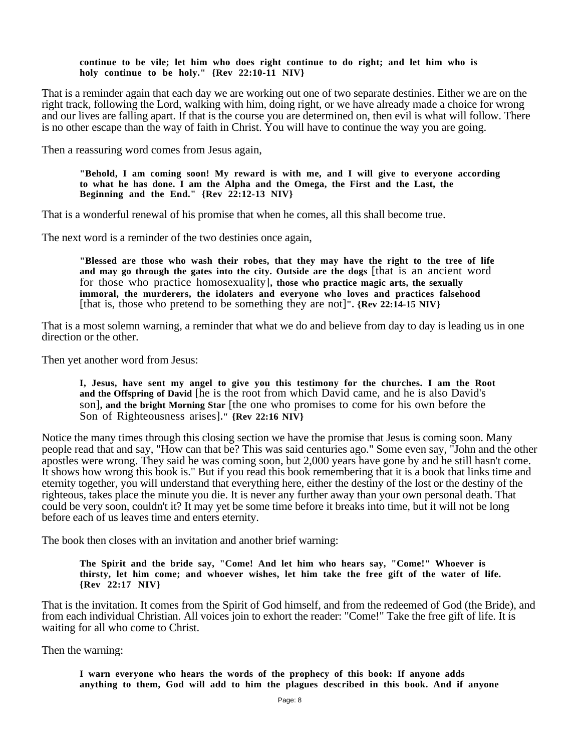> **continue to be vile; let him who does right continue to do right; and let him who is holy continue to be holy." {Rev 22:10-11 NIV}**

That is a reminder again that each day we are working out one of two separate destinies. Either we are on the right track, following the Lord, walking with him, doing right, or we have already made a choice for wrong and our lives are falling apart. If that is the course you are determined on, then evil is what will follow. There is no other escape than the way of faith in Christ. You will have to continue the way you are going.

Then a reassuring word comes from Jesus again,

> **"Behold, I am coming soon! My reward is with me, and I will give to everyone according to what he has done. I am the Alpha and the Omega, the First and the Last, the Beginning and the End." {Rev 22:12-13 NIV}**

That is a wonderful renewal of his promise that when he comes, all this shall become true.

The next word is a reminder of the two destinies once again,

> **"Blessed are those who wash their robes, that they may have the right to the tree of life and may go through the gates into the city. Outside are the dogs** [that is an ancient word for those who practice homosexuality]**, those who practice magic arts, the sexually immoral, the murderers, the idolaters and everyone who loves and practices falsehood** [that is, those who pretend to be something they are not]**". {Rev 22:14-15 NIV}**

That is a most solemn warning, a reminder that what we do and believe from day to day is leading us in one direction or the other.

Then yet another word from Jesus:

> **I, Jesus, have sent my angel to give you this testimony for the churches. I am the Root and the Offspring of David** [he is the root from which David came, and he is also David's son]**, and the bright Morning Star** [the one who promises to come for his own before the Son of Righteousness arises]**." {Rev 22:16 NIV}**

Notice the many times through this closing section we have the promise that Jesus is coming soon. Many people read that and say, "How can that be? This was said centuries ago." Some even say, "John and the other apostles were wrong. They said he was coming soon, but 2,000 years have gone by and he still hasn't come. It shows how wrong this book is." But if you read this book remembering that it is a book that links time and eternity together, you will understand that everything here, either the destiny of the lost or the destiny of the righteous, takes place the minute you die. It is never any further away than your own personal death. That could be very soon, couldn't it? It may yet be some time before it breaks into time, but it will not be long before each of us leaves time and enters eternity.

The book then closes with an invitation and another brief warning:

> **The Spirit and the bride say, "Come! And let him who hears say, "Come!" Whoever is thirsty, let him come; and whoever wishes, let him take the free gift of the water of life. {Rev 22:17 NIV}**

That is the invitation. It comes from the Spirit of God himself, and from the redeemed of God (the Bride), and from each individual Christian. All voices join to exhort the reader: "Come!" Take the free gift of life. It is waiting for all who come to Christ.

Then the warning:

> **I warn everyone who hears the words of the prophecy of this book: If anyone adds anything to them, God will add to him the plagues described in this book. And if anyone**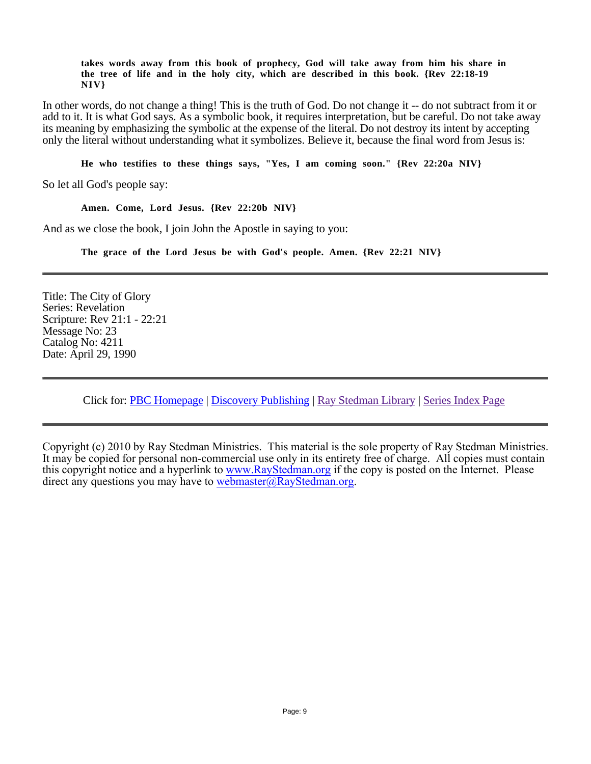**takes words away from this book of prophecy, God will take away from him his share in the tree of life and in the holy city, which are described in this book. {Rev 22:18-19 NIV}**

In other words, do not change a thing! This is the truth of God. Do not change it -- do not subtract from it or add to it. It is what God says. As a symbolic book, it requires interpretation, but be careful. Do not take away its meaning by emphasizing the symbolic at the expense of the literal. Do not destroy its intent by accepting only the literal without understanding what it symbolizes. Believe it, because the final word from Jesus is:

**He who testifies to these things says, "Yes, I am coming soon." {Rev 22:20a NIV}**

So let all God's people say:

**Amen. Come, Lord Jesus. {Rev 22:20b NIV}**

And as we close the book, I join John the Apostle in saying to you:

**The grace of the Lord Jesus be with God's people. Amen. {Rev 22:21 NIV}**

---

Title: The City of Glory
Series: Revelation
Scripture: Rev 21:1 - 22:21
Message No: 23
Catalog No: 4211
Date: April 29, 1990

---

Click for: PBC Homepage | Discovery Publishing | Ray Stedman Library | Series Index Page

---

Copyright (c) 2010 by Ray Stedman Ministries. This material is the sole property of Ray Stedman Ministries. It may be copied for personal non-commercial use only in its entirety free of charge. All copies must contain this copyright notice and a hyperlink to www.RayStedman.org if the copy is posted on the Internet. Please direct any questions you may have to webmaster@RayStedman.org.